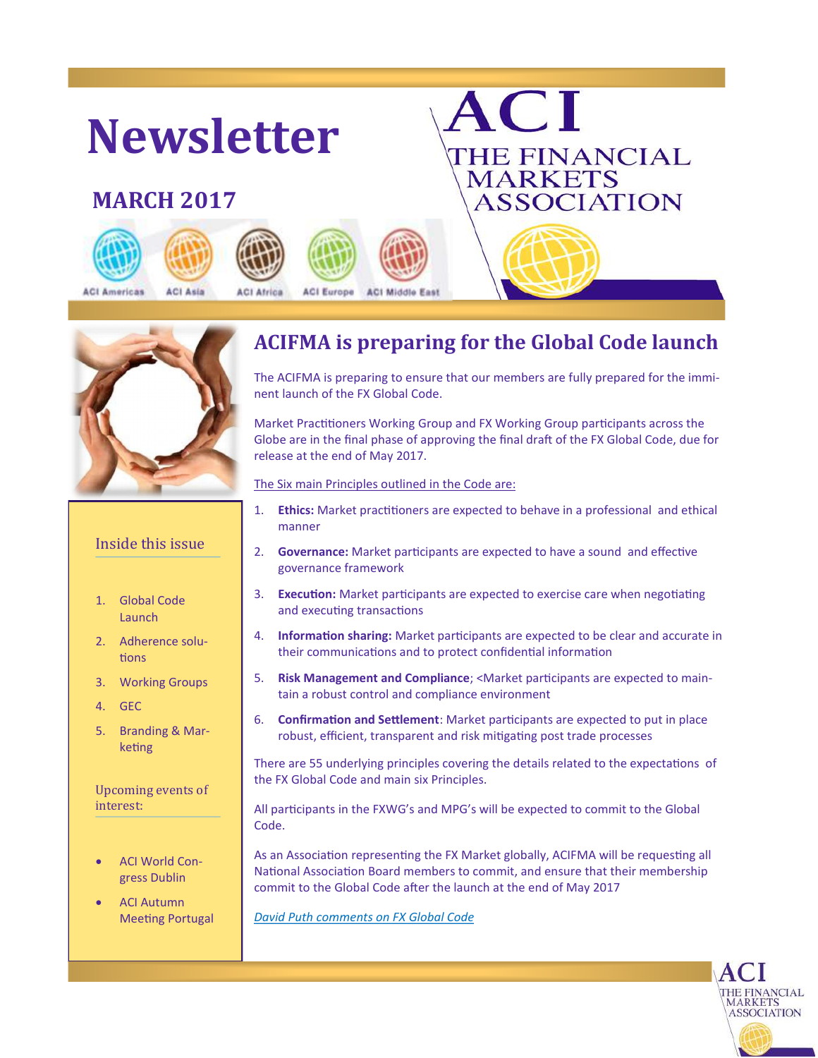# Newsletter

## MARCH 2017

ACI THE FINANCIAL MARKETS ASSOCIATION

ACI Americas ACI Asia ACI Africa ACI Europe ACI Middle East

### Inside this issue

1. Global Code Launch
2. Adherence solutions
3. Working Groups
4. GEC
5. Branding & Marketing

### Upcoming events of interest:

- ACI World Congress Dublin
- ACI Autumn Meeting Portugal

## ACIFMA is preparing for the Global Code launch

The ACIFMA is preparing to ensure that our members are fully prepared for the imminent launch of the FX Global Code.

Market Practitioners Working Group and FX Working Group participants across the Globe are in the final phase of approving the final draft of the FX Global Code, due for release at the end of May 2017.

The Six main Principles outlined in the Code are:

1. **Ethics:** Market practitioners are expected to behave in a professional and ethical manner
2. **Governance:** Market participants are expected to have a sound and effective governance framework
3. **Execution:** Market participants are expected to exercise care when negotiating and executing transactions
4. **Information sharing:** Market participants are expected to be clear and accurate in their communications and to protect confidential information
5. **Risk Management and Compliance**; <Market participants are expected to maintain a robust control and compliance environment
6. **Confirmation and Settlement**: Market participants are expected to put in place robust, efficient, transparent and risk mitigating post trade processes

There are 55 underlying principles covering the details related to the expectations of the FX Global Code and main six Principles.

All participants in the FXWG's and MPG's will be expected to commit to the Global Code.

As an Association representing the FX Market globally, ACIFMA will be requesting all National Association Board members to commit, and ensure that their membership commit to the Global Code after the launch at the end of May 2017

*David Puth comments on FX Global Code*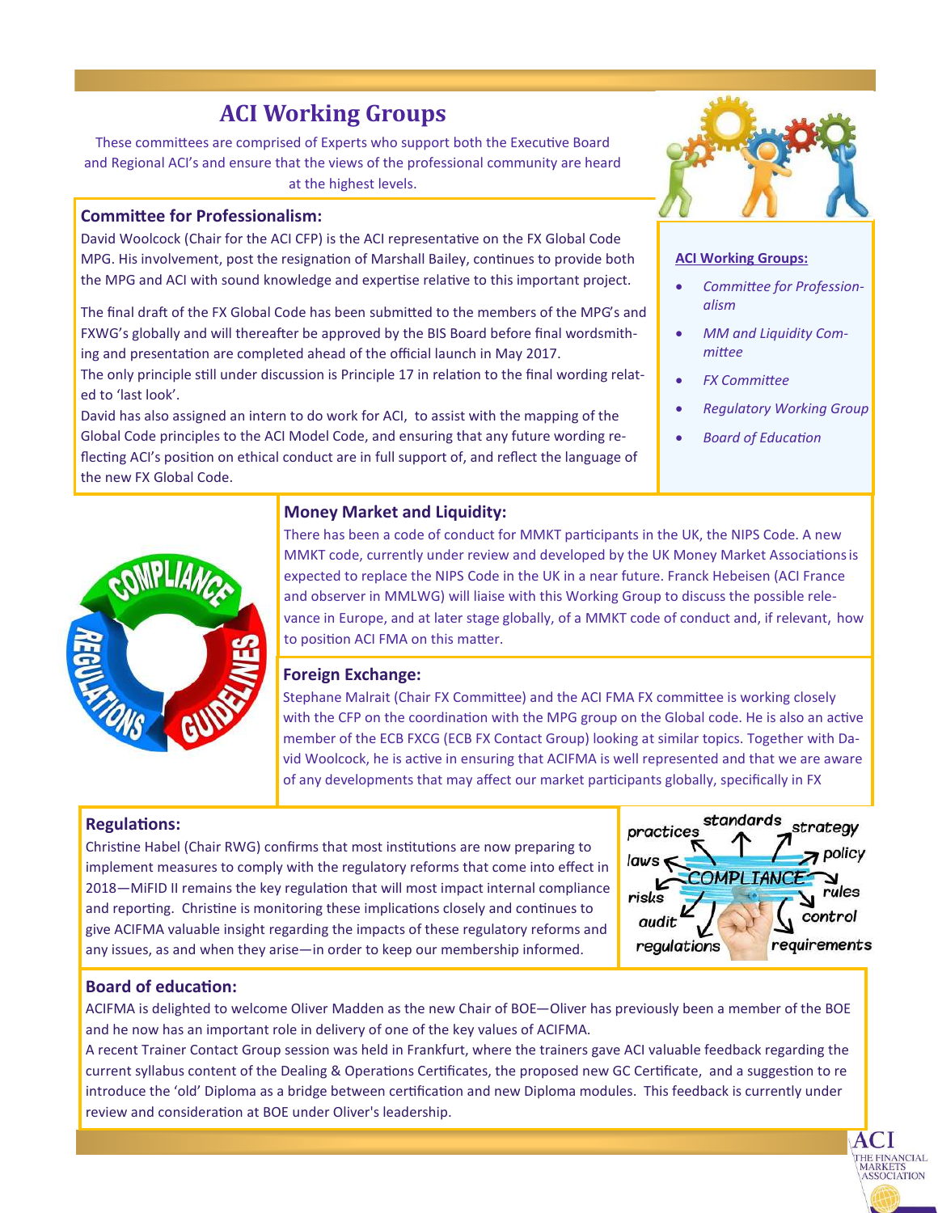# ACI Working Groups

These committees are comprised of Experts who support both the Executive Board and Regional ACI's and ensure that the views of the professional community are heard at the highest levels.

**ACI Working Groups:**

- *Committee for Professionalism*
- *MM and Liquidity Committee*
- *FX Committee*
- *Regulatory Working Group*
- *Board of Education*

## Committee for Professionalism:

David Woolcock (Chair for the ACI CFP) is the ACI representative on the FX Global Code MPG. His involvement, post the resignation of Marshall Bailey, continues to provide both the MPG and ACI with sound knowledge and expertise relative to this important project.

The final draft of the FX Global Code has been submitted to the members of the MPG's and FXWG's globally and will thereafter be approved by the BIS Board before final wordsmithing and presentation are completed ahead of the official launch in May 2017.

The only principle still under discussion is Principle 17 in relation to the final wording related to 'last look'.

David has also assigned an intern to do work for ACI, to assist with the mapping of the Global Code principles to the ACI Model Code, and ensuring that any future wording reflecting ACI's position on ethical conduct are in full support of, and reflect the language of the new FX Global Code.

## Money Market and Liquidity:

There has been a code of conduct for MMKT participants in the UK, the NIPS Code. A new MMKT code, currently under review and developed by the UK Money Market Associations is expected to replace the NIPS Code in the UK in a near future. Franck Hebeisen (ACI France and observer in MMLWG) will liaise with this Working Group to discuss the possible relevance in Europe, and at later stage globally, of a MMKT code of conduct and, if relevant, how to position ACI FMA on this matter.

## Foreign Exchange:

Stephane Malrait (Chair FX Committee) and the ACI FMA FX committee is working closely with the CFP on the coordination with the MPG group on the Global code. He is also an active member of the ECB FXCG (ECB FX Contact Group) looking at similar topics. Together with David Woolcock, he is active in ensuring that ACIFMA is well represented and that we are aware of any developments that may affect our market participants globally, specifically in FX

## Regulations:

Christine Habel (Chair RWG) confirms that most institutions are now preparing to implement measures to comply with the regulatory reforms that come into effect in 2018—MiFID II remains the key regulation that will most impact internal compliance and reporting. Christine is monitoring these implications closely and continues to give ACIFMA valuable insight regarding the impacts of these regulatory reforms and any issues, as and when they arise—in order to keep our membership informed.

## Board of education:

ACIFMA is delighted to welcome Oliver Madden as the new Chair of BOE—Oliver has previously been a member of the BOE and he now has an important role in delivery of one of the key values of ACIFMA.

A recent Trainer Contact Group session was held in Frankfurt, where the trainers gave ACI valuable feedback regarding the current syllabus content of the Dealing & Operations Certificates, the proposed new GC Certificate, and a suggestion to re introduce the 'old' Diploma as a bridge between certification and new Diploma modules. This feedback is currently under review and consideration at BOE under Oliver's leadership.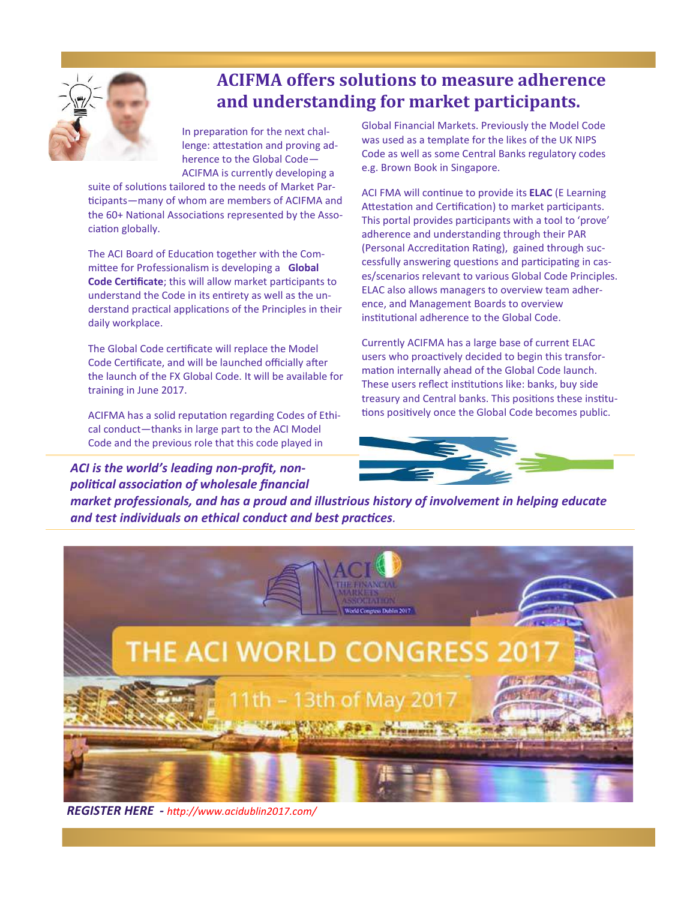# ACIFMA offers solutions to measure adherence and understanding for market participants.

In preparation for the next challenge: attestation and proving adherence to the Global Code—ACIFMA is currently developing a suite of solutions tailored to the needs of Market Participants—many of whom are members of ACIFMA and the 60+ National Associations represented by the Association globally.

The ACI Board of Education together with the Committee for Professionalism is developing a **Global Code Certificate**; this will allow market participants to understand the Code in its entirety as well as the understand practical applications of the Principles in their daily workplace.

The Global Code certificate will replace the Model Code Certificate, and will be launched officially after the launch of the FX Global Code. It will be available for training in June 2017.

ACIFMA has a solid reputation regarding Codes of Ethical conduct—thanks in large part to the ACI Model Code and the previous role that this code played in Global Financial Markets. Previously the Model Code was used as a template for the likes of the UK NIPS Code as well as some Central Banks regulatory codes e.g. Brown Book in Singapore.

ACI FMA will continue to provide its **ELAC** (E Learning Attestation and Certification) to market participants. This portal provides participants with a tool to 'prove' adherence and understanding through their PAR (Personal Accreditation Rating), gained through successfully answering questions and participating in cases/scenarios relevant to various Global Code Principles. ELAC also allows managers to overview team adherence, and Management Boards to overview institutional adherence to the Global Code.

Currently ACIFMA has a large base of current ELAC users who proactively decided to begin this transformation internally ahead of the Global Code launch. These users reflect institutions like: banks, buy side treasury and Central banks. This positions these institutions positively once the Global Code becomes public.

***ACI is the world's leading non-profit, non-political association of wholesale financial market professionals, and has a proud and illustrious history of involvement in helping educate and test individuals on ethical conduct and best practices.***

ACI THE FINANCIAL MARKETS ASSOCIATION World Congress Dublin 2017

THE ACI WORLD CONGRESS 2017

11th – 13th of May 2017

***REGISTER HERE*** - *http://www.acidublin2017.com/*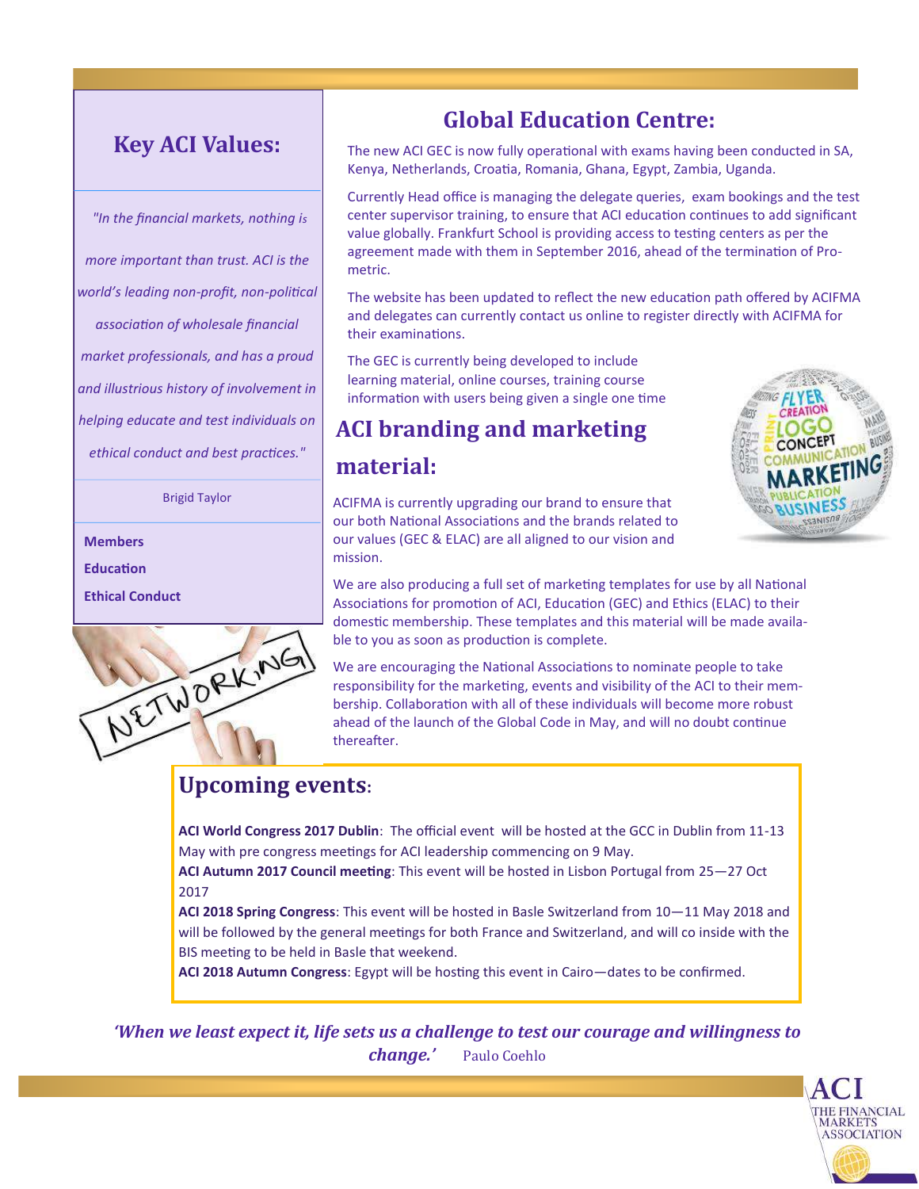## Key ACI Values:

*"In the financial markets, nothing is more important than trust. ACI is the world's leading non-profit, non-political association of wholesale financial market professionals, and has a proud and illustrious history of involvement in helping educate and test individuals on ethical conduct and best practices."*

Brigid Taylor

**Members**

**Education**

**Ethical Conduct**

## Global Education Centre:

The new ACI GEC is now fully operational with exams having been conducted in SA, Kenya, Netherlands, Croatia, Romania, Ghana, Egypt, Zambia, Uganda.

Currently Head office is managing the delegate queries, exam bookings and the test center supervisor training, to ensure that ACI education continues to add significant value globally. Frankfurt School is providing access to testing centers as per the agreement made with them in September 2016, ahead of the termination of Pro-metric.

The website has been updated to reflect the new education path offered by ACIFMA and delegates can currently contact us online to register directly with ACIFMA for their examinations.

The GEC is currently being developed to include learning material, online courses, training course information with users being given a single one time

## ACI branding and marketing material:

ACIFMA is currently upgrading our brand to ensure that our both National Associations and the brands related to our values (GEC & ELAC) are all aligned to our vision and mission.

We are also producing a full set of marketing templates for use by all National Associations for promotion of ACI, Education (GEC) and Ethics (ELAC) to their domestic membership. These templates and this material will be made available to you as soon as production is complete.

We are encouraging the National Associations to nominate people to take responsibility for the marketing, events and visibility of the ACI to their membership. Collaboration with all of these individuals will become more robust ahead of the launch of the Global Code in May, and will no doubt continue thereafter.

## Upcoming events:

**ACI World Congress 2017 Dublin**: The official event will be hosted at the GCC in Dublin from 11-13 May with pre congress meetings for ACI leadership commencing on 9 May.

**ACI Autumn 2017 Council meeting**: This event will be hosted in Lisbon Portugal from 25—27 Oct 2017

**ACI 2018 Spring Congress**: This event will be hosted in Basle Switzerland from 10—11 May 2018 and will be followed by the general meetings for both France and Switzerland, and will co inside with the BIS meeting to be held in Basle that weekend.

**ACI 2018 Autumn Congress**: Egypt will be hosting this event in Cairo—dates to be confirmed.

***'When we least expect it, life sets us a challenge to test our courage and willingness to change.'*** Paulo Coehlo